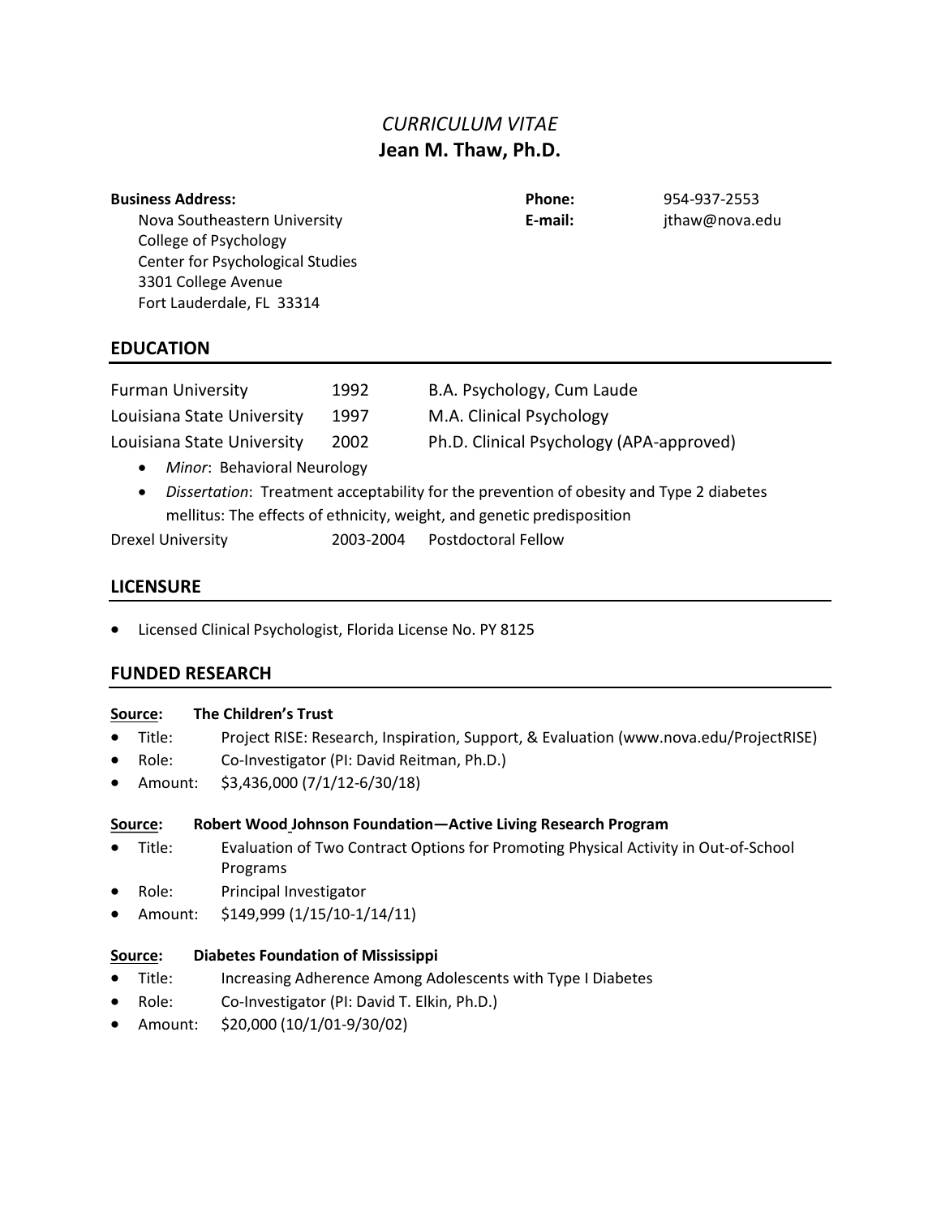# *CURRICULUM VITAE*
# Jean M. Thaw, Ph.D.

**Business Address:**
Nova Southeastern University
College of Psychology
Center for Psychological Studies
3301 College Avenue
Fort Lauderdale, FL 33314

**Phone:** 954-937-2553
**E-mail:** jthaw@nova.edu

## EDUCATION

| | | |
|---|---|---|
| Furman University | 1992 | B.A. Psychology, Cum Laude |
| Louisiana State University | 1997 | M.A. Clinical Psychology |
| Louisiana State University | 2002 | Ph.D. Clinical Psychology (APA-approved) |

- *Minor*: Behavioral Neurology
- *Dissertation*: Treatment acceptability for the prevention of obesity and Type 2 diabetes mellitus: The effects of ethnicity, weight, and genetic predisposition

| | | |
|---|---|---|
| Drexel University | 2003-2004 | Postdoctoral Fellow |

## LICENSURE

- Licensed Clinical Psychologist, Florida License No. PY 8125

## FUNDED RESEARCH

**Source: The Children's Trust**

- Title: Project RISE: Research, Inspiration, Support, & Evaluation (www.nova.edu/ProjectRISE)
- Role: Co-Investigator (PI: David Reitman, Ph.D.)
- Amount: $3,436,000 (7/1/12-6/30/18)

**Source: Robert Wood Johnson Foundation—Active Living Research Program**

- Title: Evaluation of Two Contract Options for Promoting Physical Activity in Out-of-School Programs
- Role: Principal Investigator
- Amount: $149,999 (1/15/10-1/14/11)

**Source: Diabetes Foundation of Mississippi**

- Title: Increasing Adherence Among Adolescents with Type I Diabetes
- Role: Co-Investigator (PI: David T. Elkin, Ph.D.)
- Amount: $20,000 (10/1/01-9/30/02)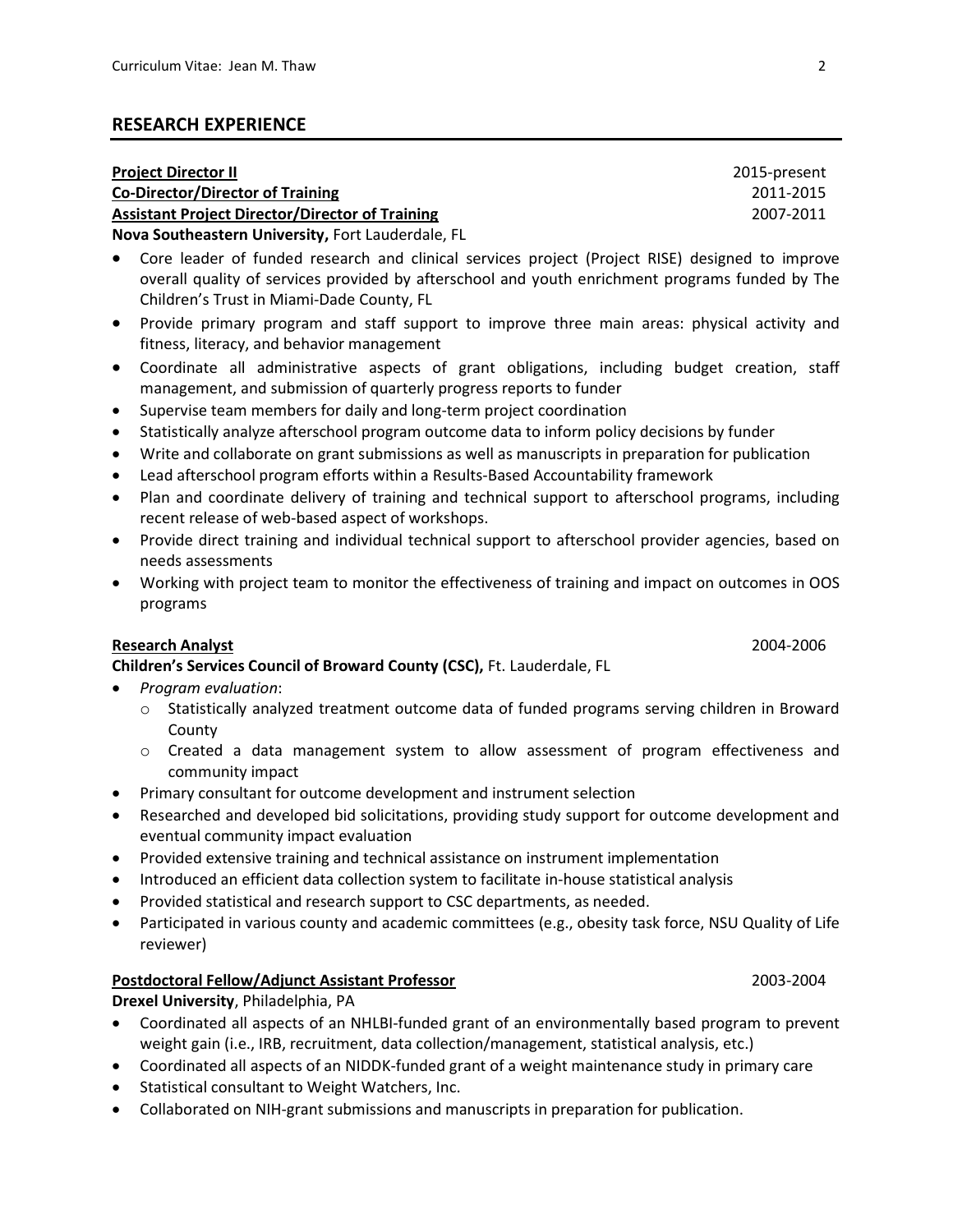## RESEARCH EXPERIENCE

**Project Director II** 2015-present
**Co-Director/Director of Training** 2011-2015
**Assistant Project Director/Director of Training** 2007-2011
**Nova Southeastern University,** Fort Lauderdale, FL

- Core leader of funded research and clinical services project (Project RISE) designed to improve overall quality of services provided by afterschool and youth enrichment programs funded by The Children's Trust in Miami-Dade County, FL
- Provide primary program and staff support to improve three main areas: physical activity and fitness, literacy, and behavior management
- Coordinate all administrative aspects of grant obligations, including budget creation, staff management, and submission of quarterly progress reports to funder
- Supervise team members for daily and long-term project coordination
- Statistically analyze afterschool program outcome data to inform policy decisions by funder
- Write and collaborate on grant submissions as well as manuscripts in preparation for publication
- Lead afterschool program efforts within a Results-Based Accountability framework
- Plan and coordinate delivery of training and technical support to afterschool programs, including recent release of web-based aspect of workshops.
- Provide direct training and individual technical support to afterschool provider agencies, based on needs assessments
- Working with project team to monitor the effectiveness of training and impact on outcomes in OOS programs

**Research Analyst** 2004-2006
**Children's Services Council of Broward County (CSC),** Ft. Lauderdale, FL

- *Program evaluation*:
  - Statistically analyzed treatment outcome data of funded programs serving children in Broward County
  - Created a data management system to allow assessment of program effectiveness and community impact
- Primary consultant for outcome development and instrument selection
- Researched and developed bid solicitations, providing study support for outcome development and eventual community impact evaluation
- Provided extensive training and technical assistance on instrument implementation
- Introduced an efficient data collection system to facilitate in-house statistical analysis
- Provided statistical and research support to CSC departments, as needed.
- Participated in various county and academic committees (e.g., obesity task force, NSU Quality of Life reviewer)

**Postdoctoral Fellow/Adjunct Assistant Professor** 2003-2004
**Drexel University**, Philadelphia, PA

- Coordinated all aspects of an NHLBI-funded grant of an environmentally based program to prevent weight gain (i.e., IRB, recruitment, data collection/management, statistical analysis, etc.)
- Coordinated all aspects of an NIDDK-funded grant of a weight maintenance study in primary care
- Statistical consultant to Weight Watchers, Inc.
- Collaborated on NIH-grant submissions and manuscripts in preparation for publication.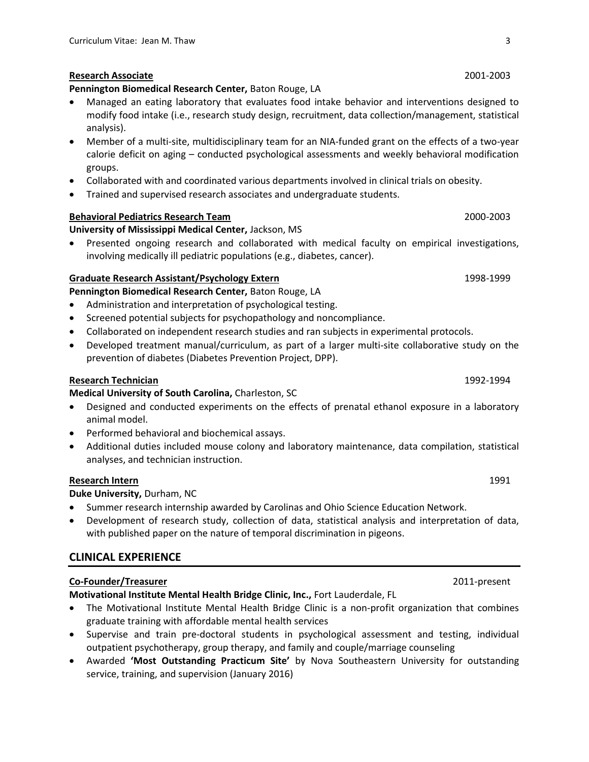**Research Associate** 2001-2003

**Pennington Biomedical Research Center,** Baton Rouge, LA

- Managed an eating laboratory that evaluates food intake behavior and interventions designed to modify food intake (i.e., research study design, recruitment, data collection/management, statistical analysis).
- Member of a multi-site, multidisciplinary team for an NIA-funded grant on the effects of a two-year calorie deficit on aging – conducted psychological assessments and weekly behavioral modification groups.
- Collaborated with and coordinated various departments involved in clinical trials on obesity.
- Trained and supervised research associates and undergraduate students.

**Behavioral Pediatrics Research Team** 2000-2003

**University of Mississippi Medical Center,** Jackson, MS

- Presented ongoing research and collaborated with medical faculty on empirical investigations, involving medically ill pediatric populations (e.g., diabetes, cancer).

**Graduate Research Assistant/Psychology Extern** 1998-1999

**Pennington Biomedical Research Center,** Baton Rouge, LA

- Administration and interpretation of psychological testing.
- Screened potential subjects for psychopathology and noncompliance.
- Collaborated on independent research studies and ran subjects in experimental protocols.
- Developed treatment manual/curriculum, as part of a larger multi-site collaborative study on the prevention of diabetes (Diabetes Prevention Project, DPP).

**Research Technician** 1992-1994

**Medical University of South Carolina,** Charleston, SC

- Designed and conducted experiments on the effects of prenatal ethanol exposure in a laboratory animal model.
- Performed behavioral and biochemical assays.
- Additional duties included mouse colony and laboratory maintenance, data compilation, statistical analyses, and technician instruction.

**Research Intern** 1991

**Duke University,** Durham, NC

- Summer research internship awarded by Carolinas and Ohio Science Education Network.
- Development of research study, collection of data, statistical analysis and interpretation of data, with published paper on the nature of temporal discrimination in pigeons.

## CLINICAL EXPERIENCE

**Co-Founder/Treasurer** 2011-present

**Motivational Institute Mental Health Bridge Clinic, Inc.,** Fort Lauderdale, FL

- The Motivational Institute Mental Health Bridge Clinic is a non-profit organization that combines graduate training with affordable mental health services
- Supervise and train pre-doctoral students in psychological assessment and testing, individual outpatient psychotherapy, group therapy, and family and couple/marriage counseling
- Awarded **'Most Outstanding Practicum Site'** by Nova Southeastern University for outstanding service, training, and supervision (January 2016)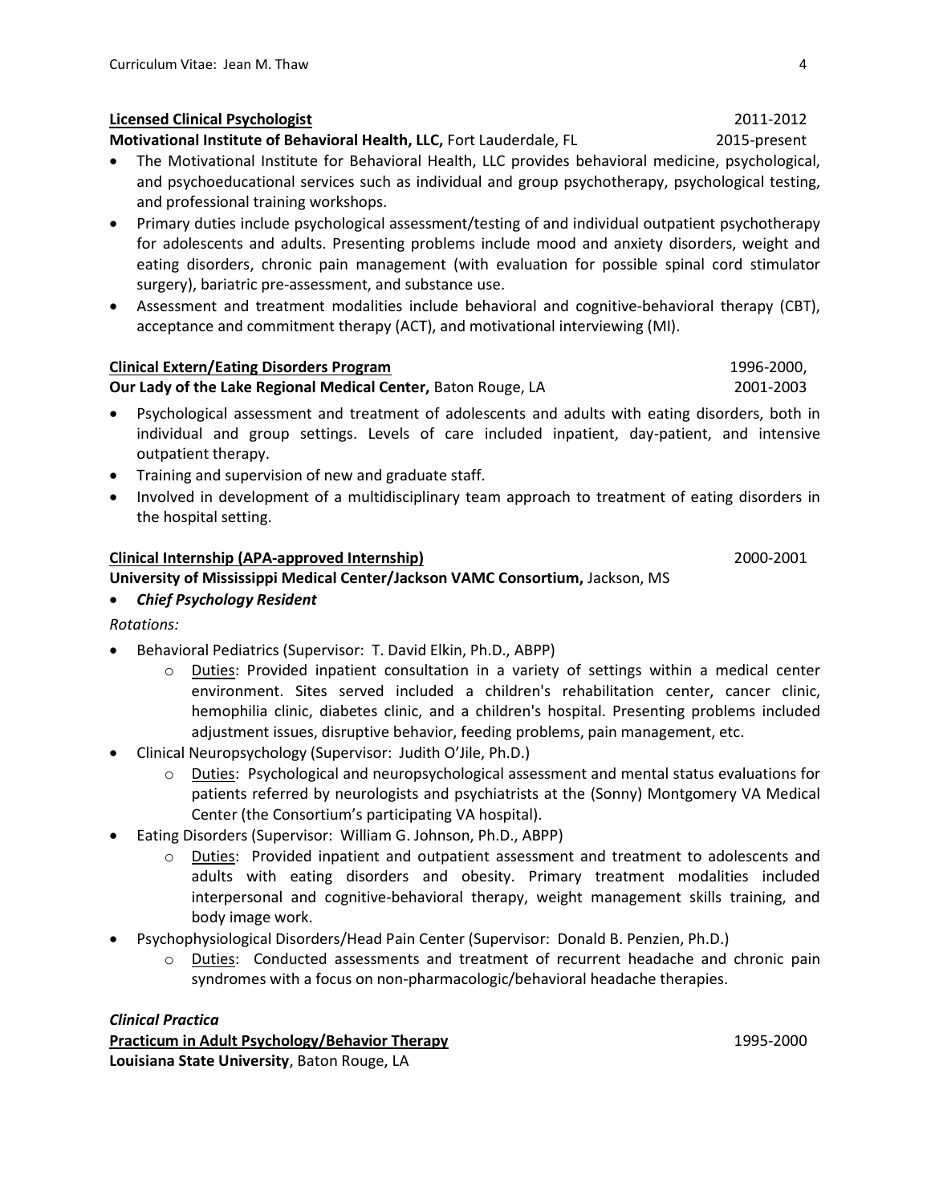**Licensed Clinical Psychologist** 2011-2012
**Motivational Institute of Behavioral Health, LLC,** Fort Lauderdale, FL 2015-present

- The Motivational Institute for Behavioral Health, LLC provides behavioral medicine, psychological, and psychoeducational services such as individual and group psychotherapy, psychological testing, and professional training workshops.
- Primary duties include psychological assessment/testing of and individual outpatient psychotherapy for adolescents and adults. Presenting problems include mood and anxiety disorders, weight and eating disorders, chronic pain management (with evaluation for possible spinal cord stimulator surgery), bariatric pre-assessment, and substance use.
- Assessment and treatment modalities include behavioral and cognitive-behavioral therapy (CBT), acceptance and commitment therapy (ACT), and motivational interviewing (MI).

**Clinical Extern/Eating Disorders Program** 1996-2000,
**Our Lady of the Lake Regional Medical Center,** Baton Rouge, LA 2001-2003

- Psychological assessment and treatment of adolescents and adults with eating disorders, both in individual and group settings. Levels of care included inpatient, day-patient, and intensive outpatient therapy.
- Training and supervision of new and graduate staff.
- Involved in development of a multidisciplinary team approach to treatment of eating disorders in the hospital setting.

**Clinical Internship (APA-approved Internship)** 2000-2001
**University of Mississippi Medical Center/Jackson VAMC Consortium,** Jackson, MS

- ***Chief Psychology Resident***

*Rotations:*

- Behavioral Pediatrics (Supervisor: T. David Elkin, Ph.D., ABPP)
    - Duties: Provided inpatient consultation in a variety of settings within a medical center environment. Sites served included a children's rehabilitation center, cancer clinic, hemophilia clinic, diabetes clinic, and a children's hospital. Presenting problems included adjustment issues, disruptive behavior, feeding problems, pain management, etc.
- Clinical Neuropsychology (Supervisor: Judith O'Jile, Ph.D.)
    - Duties: Psychological and neuropsychological assessment and mental status evaluations for patients referred by neurologists and psychiatrists at the (Sonny) Montgomery VA Medical Center (the Consortium's participating VA hospital).
- Eating Disorders (Supervisor: William G. Johnson, Ph.D., ABPP)
    - Duties: Provided inpatient and outpatient assessment and treatment to adolescents and adults with eating disorders and obesity. Primary treatment modalities included interpersonal and cognitive-behavioral therapy, weight management skills training, and body image work.
- Psychophysiological Disorders/Head Pain Center (Supervisor: Donald B. Penzien, Ph.D.)
    - Duties: Conducted assessments and treatment of recurrent headache and chronic pain syndromes with a focus on non-pharmacologic/behavioral headache therapies.

***Clinical Practica***

**Practicum in Adult Psychology/Behavior Therapy** 1995-2000
**Louisiana State University**, Baton Rouge, LA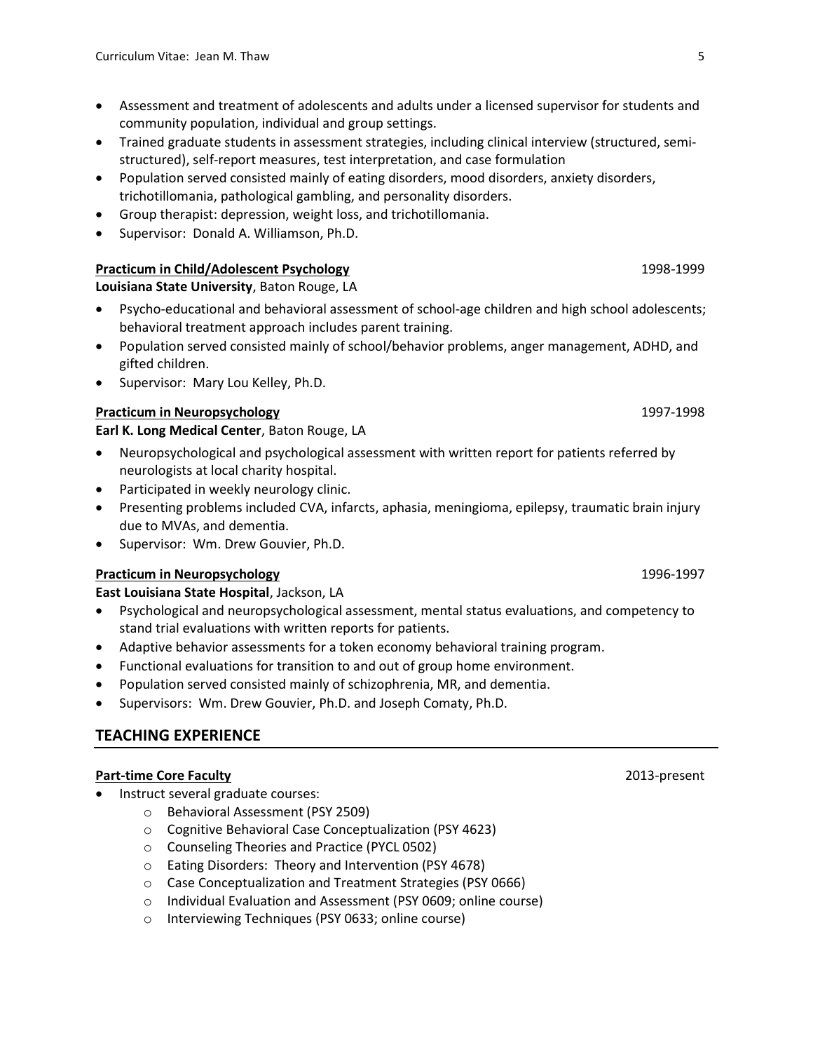- Assessment and treatment of adolescents and adults under a licensed supervisor for students and community population, individual and group settings.
- Trained graduate students in assessment strategies, including clinical interview (structured, semi-structured), self-report measures, test interpretation, and case formulation
- Population served consisted mainly of eating disorders, mood disorders, anxiety disorders, trichotillomania, pathological gambling, and personality disorders.
- Group therapist: depression, weight loss, and trichotillomania.
- Supervisor: Donald A. Williamson, Ph.D.

**Practicum in Child/Adolescent Psychology** 1998-1999
**Louisiana State University**, Baton Rouge, LA

- Psycho-educational and behavioral assessment of school-age children and high school adolescents; behavioral treatment approach includes parent training.
- Population served consisted mainly of school/behavior problems, anger management, ADHD, and gifted children.
- Supervisor: Mary Lou Kelley, Ph.D.

**Practicum in Neuropsychology** 1997-1998
**Earl K. Long Medical Center**, Baton Rouge, LA

- Neuropsychological and psychological assessment with written report for patients referred by neurologists at local charity hospital.
- Participated in weekly neurology clinic.
- Presenting problems included CVA, infarcts, aphasia, meningioma, epilepsy, traumatic brain injury due to MVAs, and dementia.
- Supervisor: Wm. Drew Gouvier, Ph.D.

**Practicum in Neuropsychology** 1996-1997
**East Louisiana State Hospital**, Jackson, LA

- Psychological and neuropsychological assessment, mental status evaluations, and competency to stand trial evaluations with written reports for patients.
- Adaptive behavior assessments for a token economy behavioral training program.
- Functional evaluations for transition to and out of group home environment.
- Population served consisted mainly of schizophrenia, MR, and dementia.
- Supervisors: Wm. Drew Gouvier, Ph.D. and Joseph Comaty, Ph.D.

## TEACHING EXPERIENCE

**Part-time Core Faculty** 2013-present

- Instruct several graduate courses:
  - Behavioral Assessment (PSY 2509)
  - Cognitive Behavioral Case Conceptualization (PSY 4623)
  - Counseling Theories and Practice (PYCL 0502)
  - Eating Disorders: Theory and Intervention (PSY 4678)
  - Case Conceptualization and Treatment Strategies (PSY 0666)
  - Individual Evaluation and Assessment (PSY 0609; online course)
  - Interviewing Techniques (PSY 0633; online course)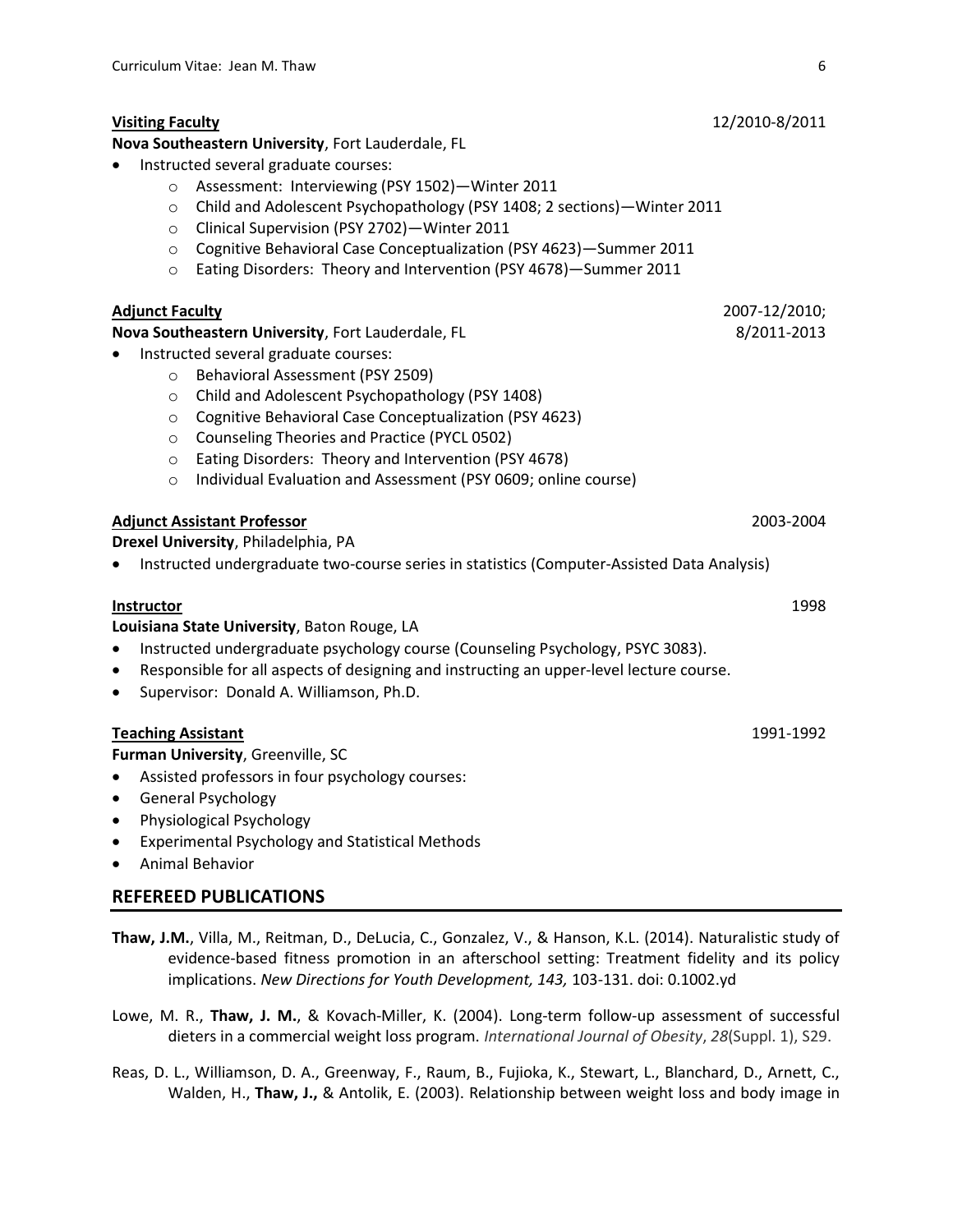**<u>Visiting Faculty</u>** 12/2010-8/2011

**Nova Southeastern University**, Fort Lauderdale, FL

- Instructed several graduate courses:
  - Assessment: Interviewing (PSY 1502)—Winter 2011
  - Child and Adolescent Psychopathology (PSY 1408; 2 sections)—Winter 2011
  - Clinical Supervision (PSY 2702)—Winter 2011
  - Cognitive Behavioral Case Conceptualization (PSY 4623)—Summer 2011
  - Eating Disorders: Theory and Intervention (PSY 4678)—Summer 2011

**<u>Adjunct Faculty</u>** 2007-12/2010; 8/2011-2013

**Nova Southeastern University**, Fort Lauderdale, FL

- Instructed several graduate courses:
  - Behavioral Assessment (PSY 2509)
  - Child and Adolescent Psychopathology (PSY 1408)
  - Cognitive Behavioral Case Conceptualization (PSY 4623)
  - Counseling Theories and Practice (PYCL 0502)
  - Eating Disorders: Theory and Intervention (PSY 4678)
  - Individual Evaluation and Assessment (PSY 0609; online course)

**<u>Adjunct Assistant Professor</u>** 2003-2004

**Drexel University**, Philadelphia, PA

- Instructed undergraduate two-course series in statistics (Computer-Assisted Data Analysis)

**<u>Instructor</u>** 1998

**Louisiana State University**, Baton Rouge, LA

- Instructed undergraduate psychology course (Counseling Psychology, PSYC 3083).
- Responsible for all aspects of designing and instructing an upper-level lecture course.
- Supervisor: Donald A. Williamson, Ph.D.

**<u>Teaching Assistant</u>** 1991-1992

**Furman University**, Greenville, SC

- Assisted professors in four psychology courses:
- General Psychology
- Physiological Psychology
- Experimental Psychology and Statistical Methods
- Animal Behavior

## REFEREED PUBLICATIONS

**Thaw, J.M.**, Villa, M., Reitman, D., DeLucia, C., Gonzalez, V., & Hanson, K.L. (2014). Naturalistic study of evidence-based fitness promotion in an afterschool setting: Treatment fidelity and its policy implications. *New Directions for Youth Development, 143,* 103-131. doi: 0.1002.yd

Lowe, M. R., **Thaw, J. M.**, & Kovach-Miller, K. (2004). Long-term follow-up assessment of successful dieters in a commercial weight loss program. *International Journal of Obesity*, *28*(Suppl. 1), S29.

Reas, D. L., Williamson, D. A., Greenway, F., Raum, B., Fujioka, K., Stewart, L., Blanchard, D., Arnett, C., Walden, H., **Thaw, J.,** & Antolik, E. (2003). Relationship between weight loss and body image in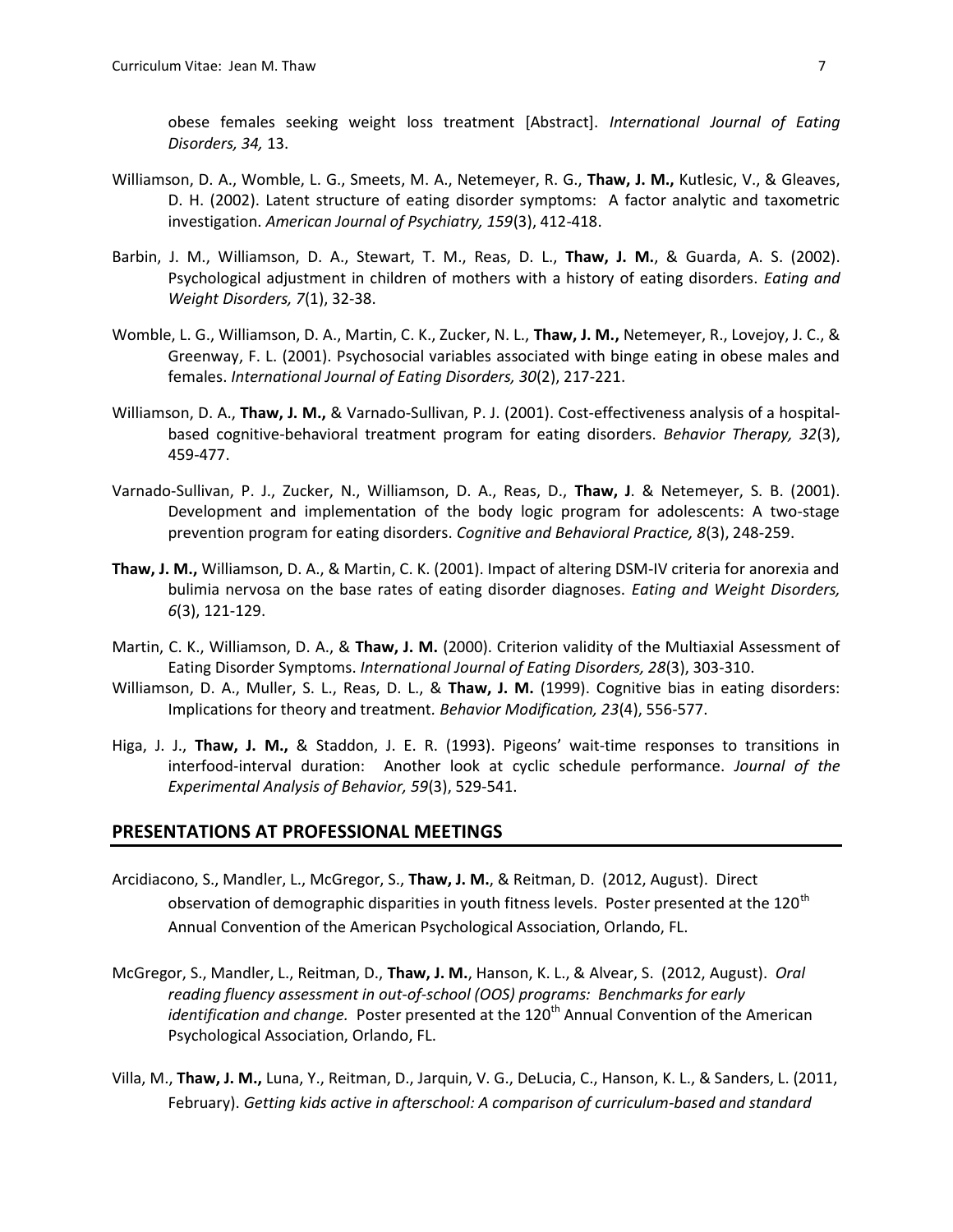obese females seeking weight loss treatment [Abstract]. *International Journal of Eating Disorders, 34,* 13.

Williamson, D. A., Womble, L. G., Smeets, M. A., Netemeyer, R. G., **Thaw, J. M.,** Kutlesic, V., & Gleaves, D. H. (2002). Latent structure of eating disorder symptoms: A factor analytic and taxometric investigation. *American Journal of Psychiatry, 159*(3), 412-418.

Barbin, J. M., Williamson, D. A., Stewart, T. M., Reas, D. L., **Thaw, J. M.**, & Guarda, A. S. (2002). Psychological adjustment in children of mothers with a history of eating disorders. *Eating and Weight Disorders, 7*(1), 32-38.

Womble, L. G., Williamson, D. A., Martin, C. K., Zucker, N. L., **Thaw, J. M.,** Netemeyer, R., Lovejoy, J. C., & Greenway, F. L. (2001). Psychosocial variables associated with binge eating in obese males and females. *International Journal of Eating Disorders, 30*(2), 217-221.

Williamson, D. A., **Thaw, J. M.,** & Varnado-Sullivan, P. J. (2001). Cost-effectiveness analysis of a hospital-based cognitive-behavioral treatment program for eating disorders. *Behavior Therapy, 32*(3), 459-477.

Varnado-Sullivan, P. J., Zucker, N., Williamson, D. A., Reas, D., **Thaw, J**. & Netemeyer, S. B. (2001). Development and implementation of the body logic program for adolescents: A two-stage prevention program for eating disorders. *Cognitive and Behavioral Practice, 8*(3), 248-259.

**Thaw, J. M.,** Williamson, D. A., & Martin, C. K. (2001). Impact of altering DSM-IV criteria for anorexia and bulimia nervosa on the base rates of eating disorder diagnoses. *Eating and Weight Disorders, 6*(3), 121-129.

Martin, C. K., Williamson, D. A., & **Thaw, J. M.** (2000). Criterion validity of the Multiaxial Assessment of Eating Disorder Symptoms. *International Journal of Eating Disorders, 28*(3), 303-310.

Williamson, D. A., Muller, S. L., Reas, D. L., & **Thaw, J. M.** (1999). Cognitive bias in eating disorders: Implications for theory and treatment. *Behavior Modification, 23*(4), 556-577.

Higa, J. J., **Thaw, J. M.,** & Staddon, J. E. R. (1993). Pigeons' wait-time responses to transitions in interfood-interval duration: Another look at cyclic schedule performance. *Journal of the Experimental Analysis of Behavior, 59*(3), 529-541.

## PRESENTATIONS AT PROFESSIONAL MEETINGS

Arcidiacono, S., Mandler, L., McGregor, S., **Thaw, J. M.**, & Reitman, D. (2012, August). Direct observation of demographic disparities in youth fitness levels. Poster presented at the 120th Annual Convention of the American Psychological Association, Orlando, FL.

McGregor, S., Mandler, L., Reitman, D., **Thaw, J. M.**, Hanson, K. L., & Alvear, S. (2012, August). *Oral reading fluency assessment in out-of-school (OOS) programs: Benchmarks for early identification and change.* Poster presented at the 120th Annual Convention of the American Psychological Association, Orlando, FL.

Villa, M., **Thaw, J. M.,** Luna, Y., Reitman, D., Jarquin, V. G., DeLucia, C., Hanson, K. L., & Sanders, L. (2011, February). *Getting kids active in afterschool: A comparison of curriculum-based and standard*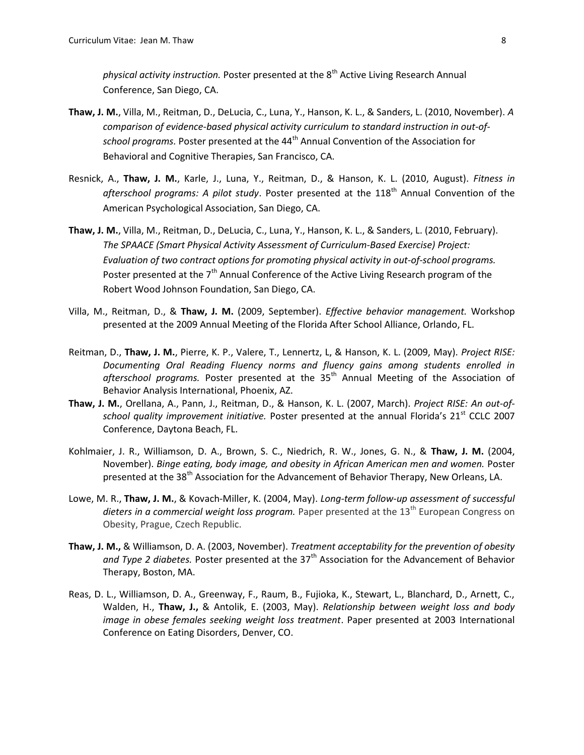*physical activity instruction.* Poster presented at the 8th Active Living Research Annual Conference, San Diego, CA.

**Thaw, J. M.**, Villa, M., Reitman, D., DeLucia, C., Luna, Y., Hanson, K. L., & Sanders, L. (2010, November). *A comparison of evidence-based physical activity curriculum to standard instruction in out-of-school programs.* Poster presented at the 44th Annual Convention of the Association for Behavioral and Cognitive Therapies, San Francisco, CA.

Resnick, A., **Thaw, J. M.**, Karle, J., Luna, Y., Reitman, D., & Hanson, K. L. (2010, August). *Fitness in afterschool programs: A pilot study*. Poster presented at the 118th Annual Convention of the American Psychological Association, San Diego, CA.

**Thaw, J. M.**, Villa, M., Reitman, D., DeLucia, C., Luna, Y., Hanson, K. L., & Sanders, L. (2010, February). *The SPAACE (Smart Physical Activity Assessment of Curriculum-Based Exercise) Project: Evaluation of two contract options for promoting physical activity in out-of-school programs.* Poster presented at the 7th Annual Conference of the Active Living Research program of the Robert Wood Johnson Foundation, San Diego, CA.

Villa, M., Reitman, D., & **Thaw, J. M.** (2009, September). *Effective behavior management.* Workshop presented at the 2009 Annual Meeting of the Florida After School Alliance, Orlando, FL.

Reitman, D., **Thaw, J. M.**, Pierre, K. P., Valere, T., Lennertz, L, & Hanson, K. L. (2009, May). *Project RISE: Documenting Oral Reading Fluency norms and fluency gains among students enrolled in afterschool programs.* Poster presented at the 35th Annual Meeting of the Association of Behavior Analysis International, Phoenix, AZ.

**Thaw, J. M.**, Orellana, A., Pann, J., Reitman, D., & Hanson, K. L. (2007, March). *Project RISE: An out-of-school quality improvement initiative.* Poster presented at the annual Florida's 21st CCLC 2007 Conference, Daytona Beach, FL.

Kohlmaier, J. R., Williamson, D. A., Brown, S. C., Niedrich, R. W., Jones, G. N., & **Thaw, J. M.** (2004, November). *Binge eating, body image, and obesity in African American men and women.* Poster presented at the 38th Association for the Advancement of Behavior Therapy, New Orleans, LA.

Lowe, M. R., **Thaw, J. M.**, & Kovach-Miller, K. (2004, May). *Long-term follow-up assessment of successful dieters in a commercial weight loss program.* Paper presented at the 13th European Congress on Obesity, Prague, Czech Republic.

**Thaw, J. M.,** & Williamson, D. A. (2003, November). *Treatment acceptability for the prevention of obesity and Type 2 diabetes.* Poster presented at the 37th Association for the Advancement of Behavior Therapy, Boston, MA.

Reas, D. L., Williamson, D. A., Greenway, F., Raum, B., Fujioka, K., Stewart, L., Blanchard, D., Arnett, C., Walden, H., **Thaw, J.,** & Antolik, E. (2003, May). *Relationship between weight loss and body image in obese females seeking weight loss treatment*. Paper presented at 2003 International Conference on Eating Disorders, Denver, CO.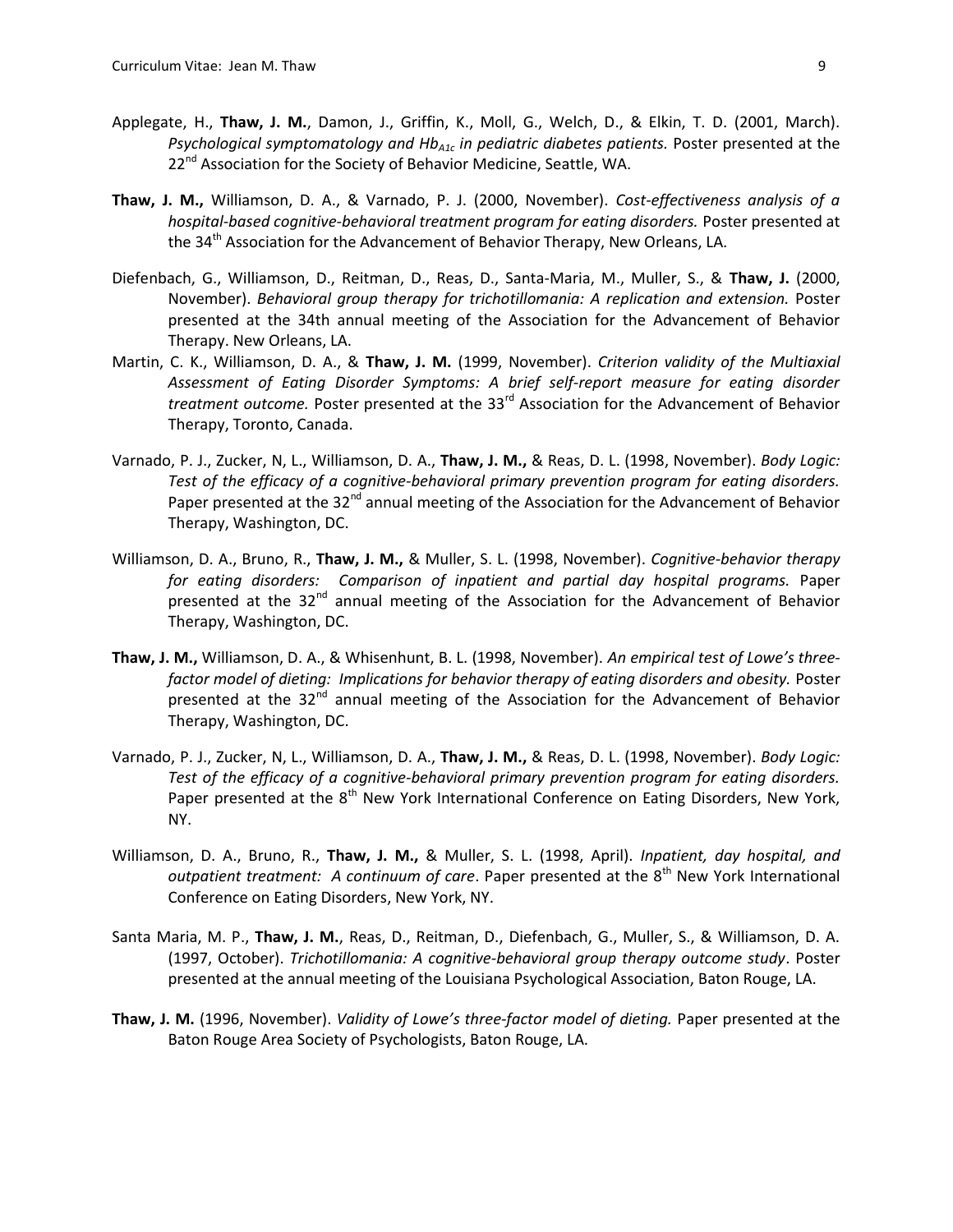Applegate, H., **Thaw, J. M.**, Damon, J., Griffin, K., Moll, G., Welch, D., & Elkin, T. D. (2001, March). *Psychological symptomatology and $Hb_{A1c}$ in pediatric diabetes patients.* Poster presented at the 22nd Association for the Society of Behavior Medicine, Seattle, WA.

**Thaw, J. M.,** Williamson, D. A., & Varnado, P. J. (2000, November). *Cost-effectiveness analysis of a hospital-based cognitive-behavioral treatment program for eating disorders.* Poster presented at the 34th Association for the Advancement of Behavior Therapy, New Orleans, LA.

Diefenbach, G., Williamson, D., Reitman, D., Reas, D., Santa-Maria, M., Muller, S., & **Thaw, J.** (2000, November). *Behavioral group therapy for trichotillomania: A replication and extension.* Poster presented at the 34th annual meeting of the Association for the Advancement of Behavior Therapy. New Orleans, LA.

Martin, C. K., Williamson, D. A., & **Thaw, J. M.** (1999, November). *Criterion validity of the Multiaxial Assessment of Eating Disorder Symptoms: A brief self-report measure for eating disorder treatment outcome.* Poster presented at the 33rd Association for the Advancement of Behavior Therapy, Toronto, Canada.

Varnado, P. J., Zucker, N, L., Williamson, D. A., **Thaw, J. M.,** & Reas, D. L. (1998, November). *Body Logic: Test of the efficacy of a cognitive-behavioral primary prevention program for eating disorders.* Paper presented at the 32nd annual meeting of the Association for the Advancement of Behavior Therapy, Washington, DC.

Williamson, D. A., Bruno, R., **Thaw, J. M.,** & Muller, S. L. (1998, November). *Cognitive-behavior therapy for eating disorders: Comparison of inpatient and partial day hospital programs.* Paper presented at the 32nd annual meeting of the Association for the Advancement of Behavior Therapy, Washington, DC.

**Thaw, J. M.,** Williamson, D. A., & Whisenhunt, B. L. (1998, November). *An empirical test of Lowe's three-factor model of dieting: Implications for behavior therapy of eating disorders and obesity.* Poster presented at the 32nd annual meeting of the Association for the Advancement of Behavior Therapy, Washington, DC.

Varnado, P. J., Zucker, N, L., Williamson, D. A., **Thaw, J. M.,** & Reas, D. L. (1998, November). *Body Logic: Test of the efficacy of a cognitive-behavioral primary prevention program for eating disorders.* Paper presented at the 8th New York International Conference on Eating Disorders, New York, NY.

Williamson, D. A., Bruno, R., **Thaw, J. M.,** & Muller, S. L. (1998, April). *Inpatient, day hospital, and outpatient treatment: A continuum of care*. Paper presented at the 8th New York International Conference on Eating Disorders, New York, NY.

Santa Maria, M. P., **Thaw, J. M.**, Reas, D., Reitman, D., Diefenbach, G., Muller, S., & Williamson, D. A. (1997, October). *Trichotillomania: A cognitive-behavioral group therapy outcome study*. Poster presented at the annual meeting of the Louisiana Psychological Association, Baton Rouge, LA.

**Thaw, J. M.** (1996, November). *Validity of Lowe's three-factor model of dieting.* Paper presented at the Baton Rouge Area Society of Psychologists, Baton Rouge, LA.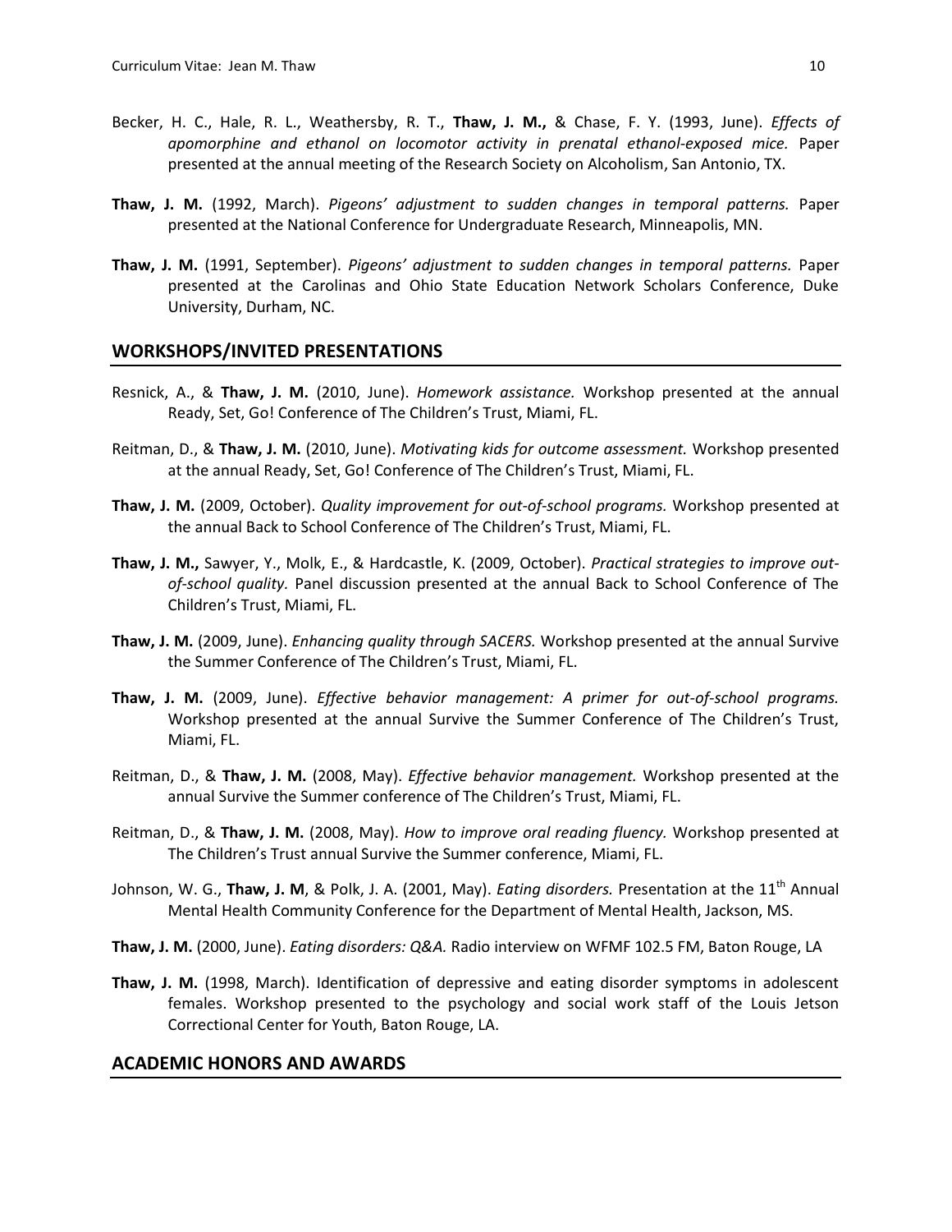Becker, H. C., Hale, R. L., Weathersby, R. T., **Thaw, J. M.,** & Chase, F. Y. (1993, June). *Effects of apomorphine and ethanol on locomotor activity in prenatal ethanol-exposed mice.* Paper presented at the annual meeting of the Research Society on Alcoholism, San Antonio, TX.

**Thaw, J. M.** (1992, March). *Pigeons' adjustment to sudden changes in temporal patterns.* Paper presented at the National Conference for Undergraduate Research, Minneapolis, MN.

**Thaw, J. M.** (1991, September). *Pigeons' adjustment to sudden changes in temporal patterns.* Paper presented at the Carolinas and Ohio State Education Network Scholars Conference, Duke University, Durham, NC.

## WORKSHOPS/INVITED PRESENTATIONS

Resnick, A., & **Thaw, J. M.** (2010, June). *Homework assistance.* Workshop presented at the annual Ready, Set, Go! Conference of The Children's Trust, Miami, FL.

Reitman, D., & **Thaw, J. M.** (2010, June). *Motivating kids for outcome assessment.* Workshop presented at the annual Ready, Set, Go! Conference of The Children's Trust, Miami, FL.

**Thaw, J. M.** (2009, October). *Quality improvement for out-of-school programs.* Workshop presented at the annual Back to School Conference of The Children's Trust, Miami, FL.

**Thaw, J. M.,** Sawyer, Y., Molk, E., & Hardcastle, K. (2009, October). *Practical strategies to improve out-of-school quality.* Panel discussion presented at the annual Back to School Conference of The Children's Trust, Miami, FL.

**Thaw, J. M.** (2009, June). *Enhancing quality through SACERS.* Workshop presented at the annual Survive the Summer Conference of The Children's Trust, Miami, FL.

**Thaw, J. M.** (2009, June). *Effective behavior management: A primer for out-of-school programs.* Workshop presented at the annual Survive the Summer Conference of The Children's Trust, Miami, FL.

Reitman, D., & **Thaw, J. M.** (2008, May). *Effective behavior management.* Workshop presented at the annual Survive the Summer conference of The Children's Trust, Miami, FL.

Reitman, D., & **Thaw, J. M.** (2008, May). *How to improve oral reading fluency.* Workshop presented at The Children's Trust annual Survive the Summer conference, Miami, FL.

Johnson, W. G., **Thaw, J. M**, & Polk, J. A. (2001, May). *Eating disorders.* Presentation at the 11th Annual Mental Health Community Conference for the Department of Mental Health, Jackson, MS.

**Thaw, J. M.** (2000, June). *Eating disorders: Q&A.* Radio interview on WFMF 102.5 FM, Baton Rouge, LA

**Thaw, J. M.** (1998, March). Identification of depressive and eating disorder symptoms in adolescent females. Workshop presented to the psychology and social work staff of the Louis Jetson Correctional Center for Youth, Baton Rouge, LA.

## ACADEMIC HONORS AND AWARDS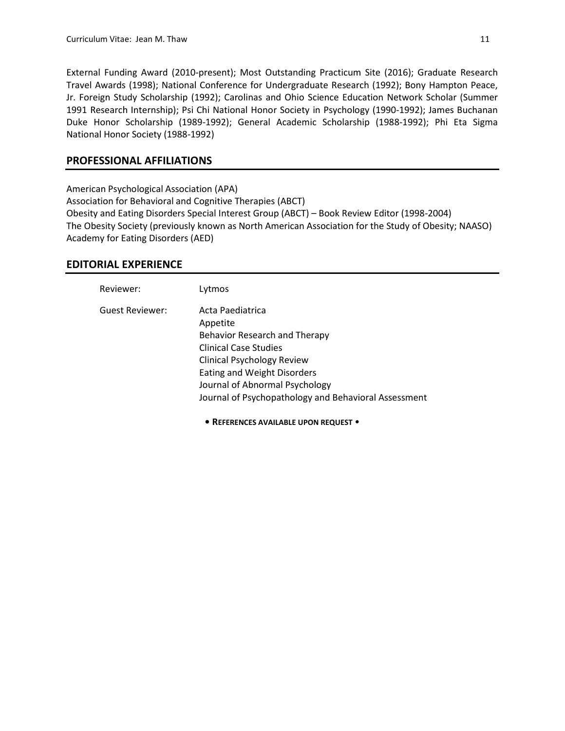External Funding Award (2010-present); Most Outstanding Practicum Site (2016); Graduate Research Travel Awards (1998); National Conference for Undergraduate Research (1992); Bony Hampton Peace, Jr. Foreign Study Scholarship (1992); Carolinas and Ohio Science Education Network Scholar (Summer 1991 Research Internship); Psi Chi National Honor Society in Psychology (1990-1992); James Buchanan Duke Honor Scholarship (1989-1992); General Academic Scholarship (1988-1992); Phi Eta Sigma National Honor Society (1988-1992)

## PROFESSIONAL AFFILIATIONS

American Psychological Association (APA)
Association for Behavioral and Cognitive Therapies (ABCT)
Obesity and Eating Disorders Special Interest Group (ABCT) – Book Review Editor (1998-2004)
The Obesity Society (previously known as North American Association for the Study of Obesity; NAASO)
Academy for Eating Disorders (AED)

## EDITORIAL EXPERIENCE

Reviewer: Lytmos

Guest Reviewer:
- Acta Paediatrica
- Appetite
- Behavior Research and Therapy
- Clinical Case Studies
- Clinical Psychology Review
- Eating and Weight Disorders
- Journal of Abnormal Psychology
- Journal of Psychopathology and Behavioral Assessment

• **REFERENCES AVAILABLE UPON REQUEST** •